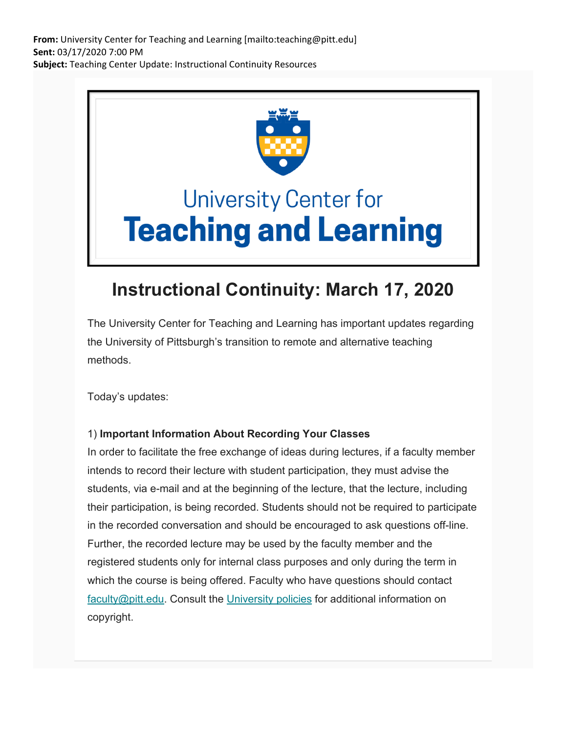**From:** University Center for Teaching and Learning [mailto:teaching@pitt.edu]
**Sent:** 03/17/2020 7:00 PM
**Subject:** Teaching Center Update: Instructional Continuity Resources

University Center for
**Teaching and Learning**

# Instructional Continuity: March 17, 2020

The University Center for Teaching and Learning has important updates regarding the University of Pittsburgh's transition to remote and alternative teaching methods.

Today's updates:

1) **Important Information About Recording Your Classes**
In order to facilitate the free exchange of ideas during lectures, if a faculty member intends to record their lecture with student participation, they must advise the students, via e-mail and at the beginning of the lecture, that the lecture, including their participation, is being recorded. Students should not be required to participate in the recorded conversation and should be encouraged to ask questions off-line. Further, the recorded lecture may be used by the faculty member and the registered students only for internal class purposes and only during the term in which the course is being offered. Faculty who have questions should contact faculty@pitt.edu. Consult the University policies for additional information on copyright.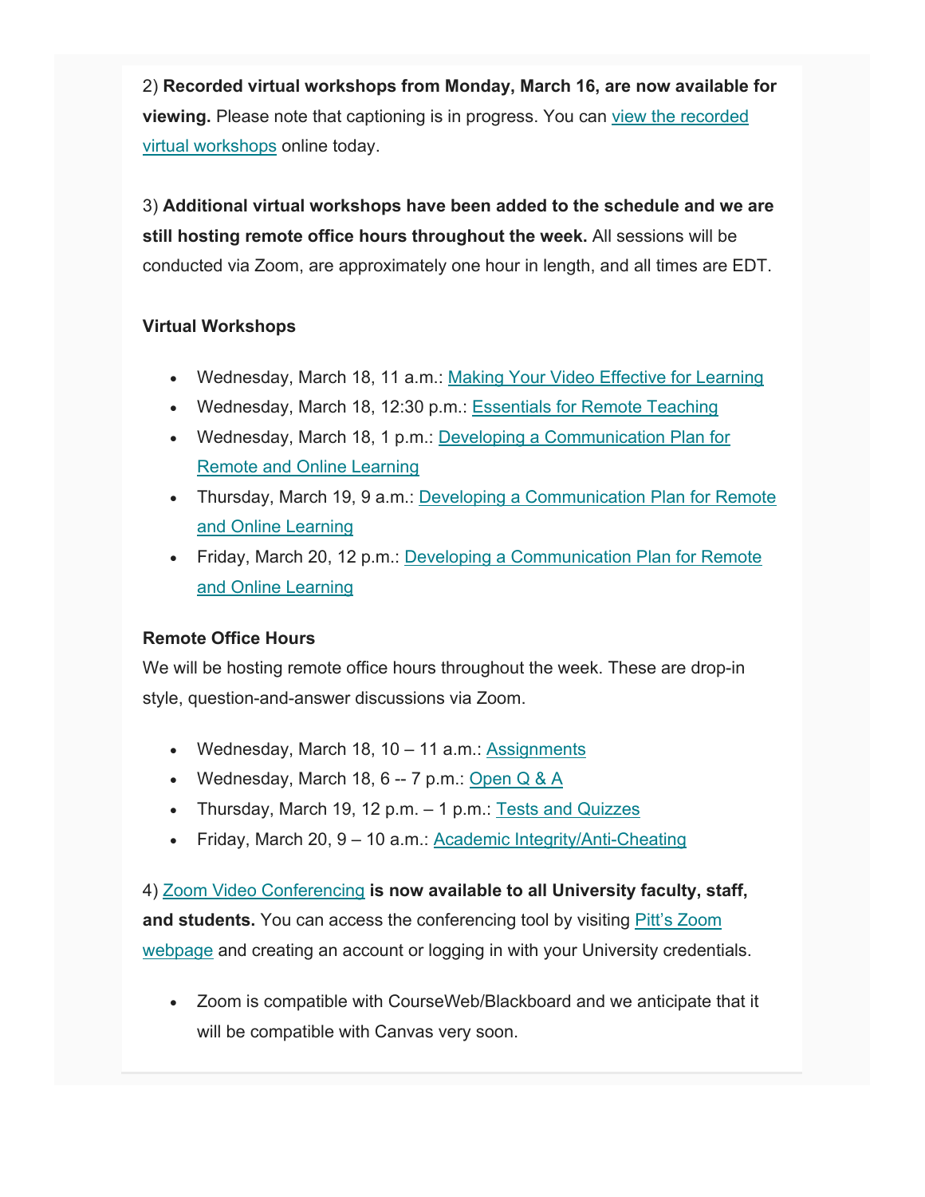2) **Recorded virtual workshops from Monday, March 16, are now available for viewing.** Please note that captioning is in progress. You can view the recorded virtual workshops online today.

3) **Additional virtual workshops have been added to the schedule and we are still hosting remote office hours throughout the week.** All sessions will be conducted via Zoom, are approximately one hour in length, and all times are EDT.

**Virtual Workshops**

- Wednesday, March 18, 11 a.m.: Making Your Video Effective for Learning
- Wednesday, March 18, 12:30 p.m.: Essentials for Remote Teaching
- Wednesday, March 18, 1 p.m.: Developing a Communication Plan for Remote and Online Learning
- Thursday, March 19, 9 a.m.: Developing a Communication Plan for Remote and Online Learning
- Friday, March 20, 12 p.m.: Developing a Communication Plan for Remote and Online Learning

**Remote Office Hours**

We will be hosting remote office hours throughout the week. These are drop-in style, question-and-answer discussions via Zoom.

- Wednesday, March 18, 10 – 11 a.m.: Assignments
- Wednesday, March 18, 6 -- 7 p.m.: Open Q & A
- Thursday, March 19, 12 p.m. – 1 p.m.: Tests and Quizzes
- Friday, March 20, 9 – 10 a.m.: Academic Integrity/Anti-Cheating

4) Zoom Video Conferencing **is now available to all University faculty, staff, and students.** You can access the conferencing tool by visiting Pitt's Zoom webpage and creating an account or logging in with your University credentials.

- Zoom is compatible with CourseWeb/Blackboard and we anticipate that it will be compatible with Canvas very soon.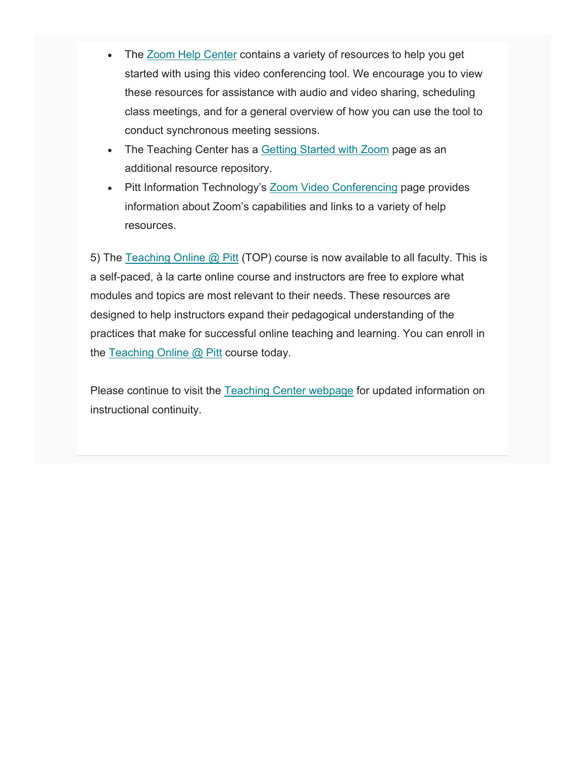- The Zoom Help Center contains a variety of resources to help you get started with using this video conferencing tool. We encourage you to view these resources for assistance with audio and video sharing, scheduling class meetings, and for a general overview of how you can use the tool to conduct synchronous meeting sessions.
- The Teaching Center has a Getting Started with Zoom page as an additional resource repository.
- Pitt Information Technology's Zoom Video Conferencing page provides information about Zoom's capabilities and links to a variety of help resources.

5) The Teaching Online @ Pitt (TOP) course is now available to all faculty. This is a self-paced, à la carte online course and instructors are free to explore what modules and topics are most relevant to their needs. These resources are designed to help instructors expand their pedagogical understanding of the practices that make for successful online teaching and learning. You can enroll in the Teaching Online @ Pitt course today.

Please continue to visit the Teaching Center webpage for updated information on instructional continuity.